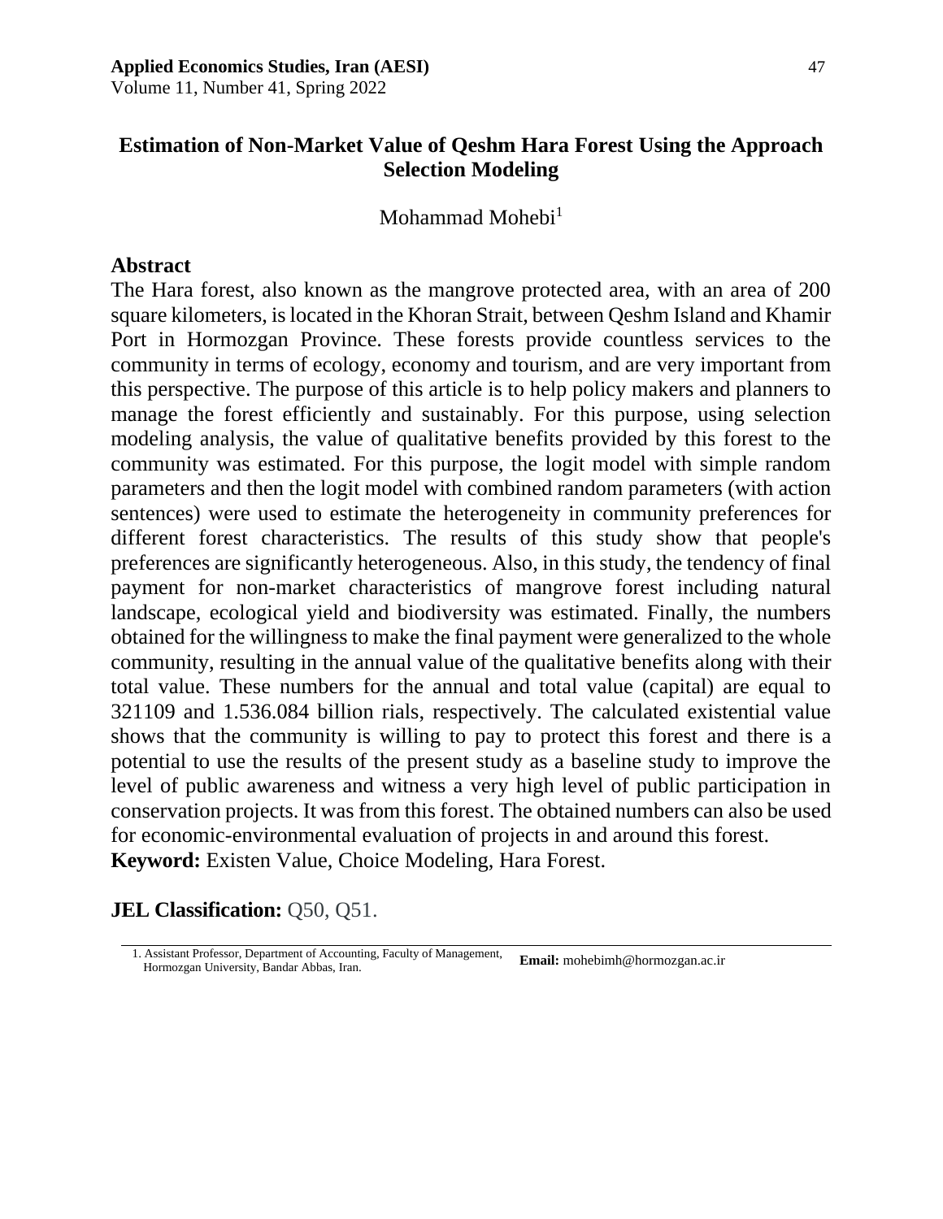# Estimation of Non-Market Value of Qeshm Hara Forest Using the Approach Selection Modeling

Mohammad Mohebi[1]

## Abstract

The Hara forest, also known as the mangrove protected area, with an area of 200 square kilometers, is located in the Khoran Strait, between Qeshm Island and Khamir Port in Hormozgan Province. These forests provide countless services to the community in terms of ecology, economy and tourism, and are very important from this perspective. The purpose of this article is to help policy makers and planners to manage the forest efficiently and sustainably. For this purpose, using selection modeling analysis, the value of qualitative benefits provided by this forest to the community was estimated. For this purpose, the logit model with simple random parameters and then the logit model with combined random parameters (with action sentences) were used to estimate the heterogeneity in community preferences for different forest characteristics. The results of this study show that people's preferences are significantly heterogeneous. Also, in this study, the tendency of final payment for non-market characteristics of mangrove forest including natural landscape, ecological yield and biodiversity was estimated. Finally, the numbers obtained for the willingness to make the final payment were generalized to the whole community, resulting in the annual value of the qualitative benefits along with their total value. These numbers for the annual and total value (capital) are equal to 321109 and 1.536.084 billion rials, respectively. The calculated existential value shows that the community is willing to pay to protect this forest and there is a potential to use the results of the present study as a baseline study to improve the level of public awareness and witness a very high level of public participation in conservation projects. It was from this forest. The obtained numbers can also be used for economic-environmental evaluation of projects in and around this forest.

**Keyword:** Existen Value, Choice Modeling, Hara Forest.

**JEL Classification:** Q50, Q51.

1. Assistant Professor, Department of Accounting, Faculty of Management, Hormozgan University, Bandar Abbas, Iran. **Email:** mohebimh@hormozgan.ac.ir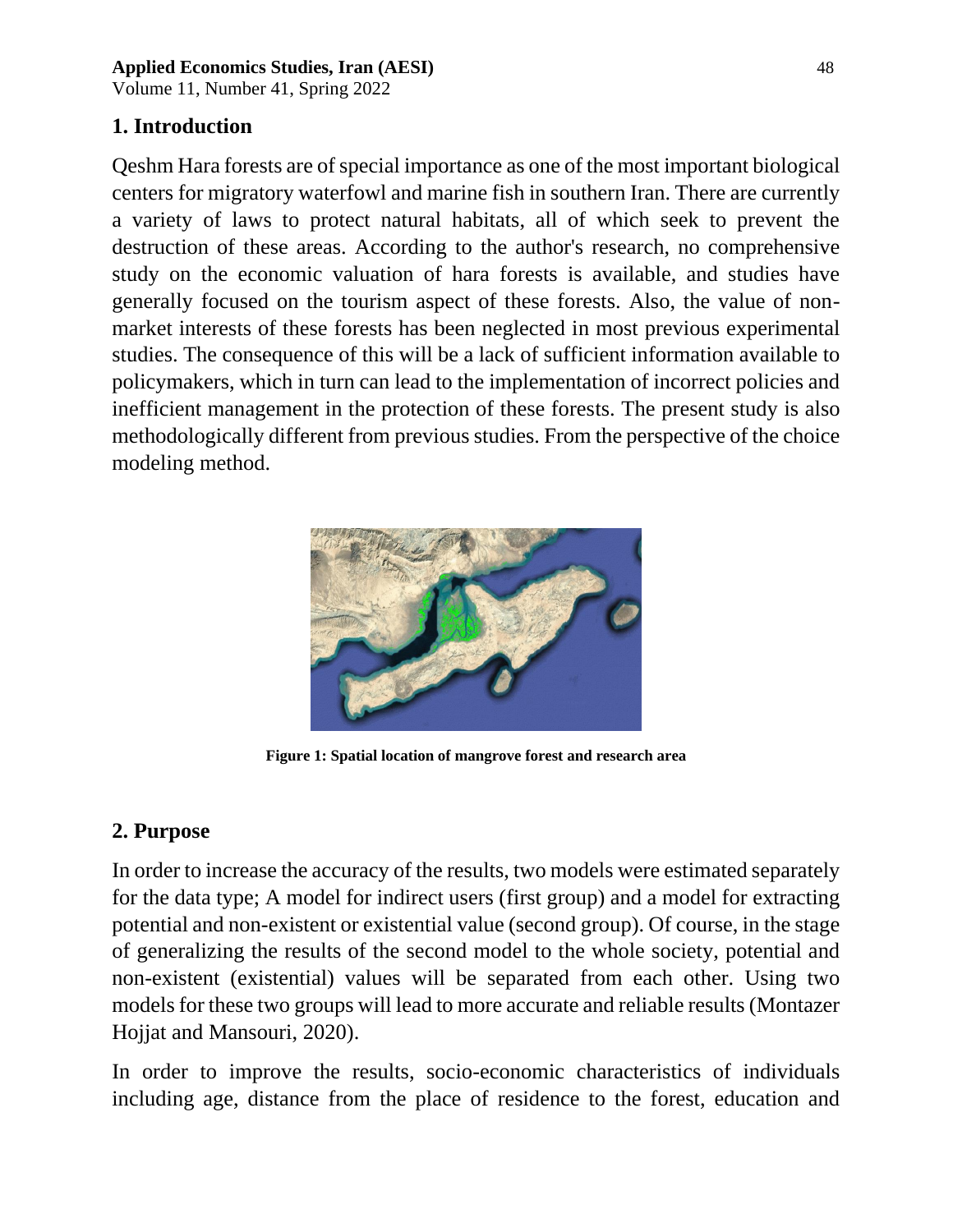## 1. Introduction

Qeshm Hara forests are of special importance as one of the most important biological centers for migratory waterfowl and marine fish in southern Iran. There are currently a variety of laws to protect natural habitats, all of which seek to prevent the destruction of these areas. According to the author's research, no comprehensive study on the economic valuation of hara forests is available, and studies have generally focused on the tourism aspect of these forests. Also, the value of non-market interests of these forests has been neglected in most previous experimental studies. The consequence of this will be a lack of sufficient information available to policymakers, which in turn can lead to the implementation of incorrect policies and inefficient management in the protection of these forests. The present study is also methodologically different from previous studies. From the perspective of the choice modeling method.

**Figure 1: Spatial location of mangrove forest and research area**

## 2. Purpose

In order to increase the accuracy of the results, two models were estimated separately for the data type; A model for indirect users (first group) and a model for extracting potential and non-existent or existential value (second group). Of course, in the stage of generalizing the results of the second model to the whole society, potential and non-existent (existential) values will be separated from each other. Using two models for these two groups will lead to more accurate and reliable results (Montazer Hojjat and Mansouri, 2020).

In order to improve the results, socio-economic characteristics of individuals including age, distance from the place of residence to the forest, education and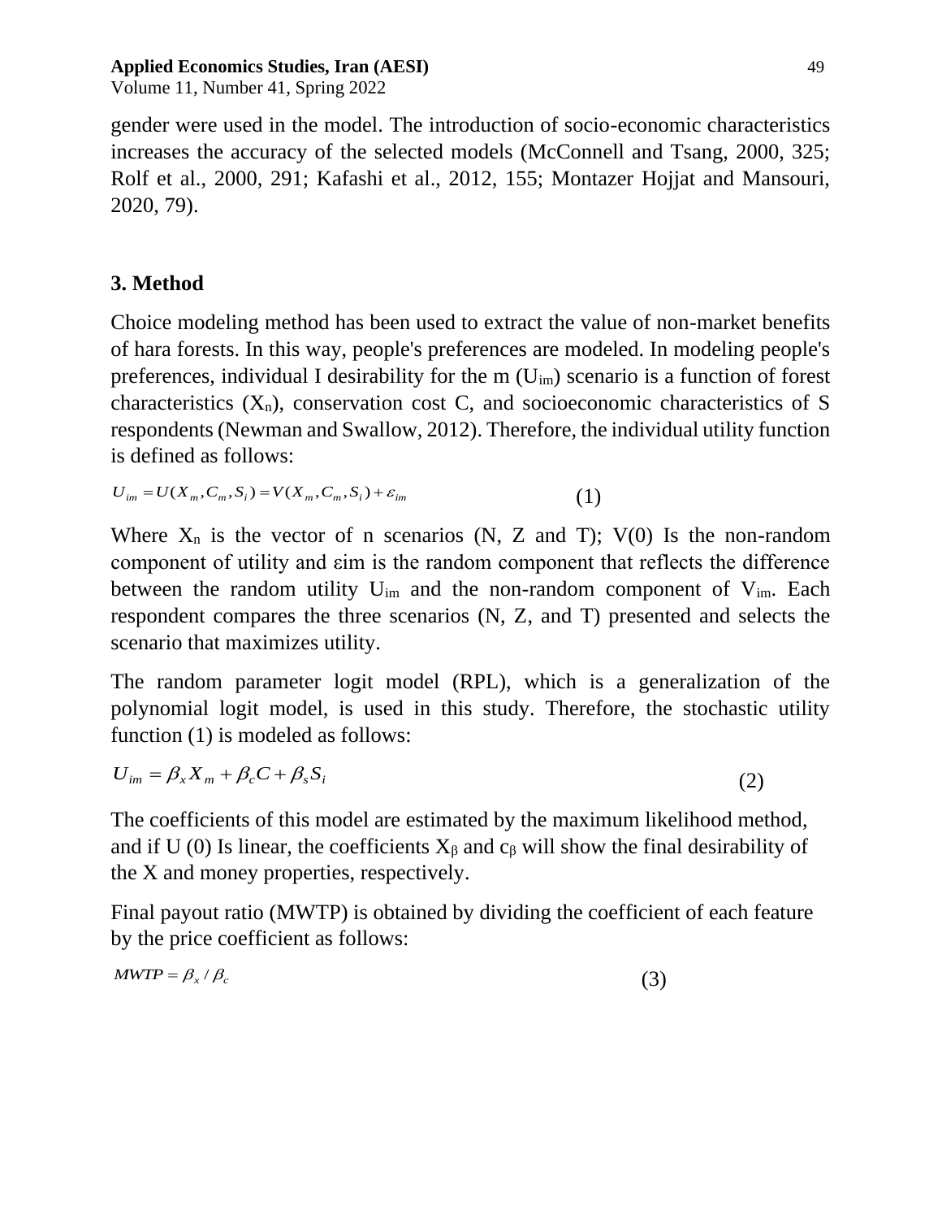gender were used in the model. The introduction of socio-economic characteristics increases the accuracy of the selected models (McConnell and Tsang, 2000, 325; Rolf et al., 2000, 291; Kafashi et al., 2012, 155; Montazer Hojjat and Mansouri, 2020, 79).

## 3. Method

Choice modeling method has been used to extract the value of non-market benefits of hara forests. In this way, people's preferences are modeled. In modeling people's preferences, individual I desirability for the m ($U_{im}$) scenario is a function of forest characteristics ($X_n$), conservation cost C, and socioeconomic characteristics of S respondents (Newman and Swallow, 2012). Therefore, the individual utility function is defined as follows:

$$U_{im} = U(X_m, C_m, S_i) = V(X_m, C_m, S_i) + \varepsilon_{im} \quad (1)$$

Where $X_n$ is the vector of n scenarios (N, Z and T); V(0) Is the non-random component of utility and εim is the random component that reflects the difference between the random utility $U_{im}$ and the non-random component of $V_{im}$. Each respondent compares the three scenarios (N, Z, and T) presented and selects the scenario that maximizes utility.

The random parameter logit model (RPL), which is a generalization of the polynomial logit model, is used in this study. Therefore, the stochastic utility function (1) is modeled as follows:

$$U_{im} = \beta_x X_m + \beta_c C + \beta_s S_i \quad (2)$$

The coefficients of this model are estimated by the maximum likelihood method, and if U (0) Is linear, the coefficients $X_\beta$ and $c_\beta$ will show the final desirability of the X and money properties, respectively.

Final payout ratio (MWTP) is obtained by dividing the coefficient of each feature by the price coefficient as follows:

$$MWTP = \beta_x / \beta_c \quad (3)$$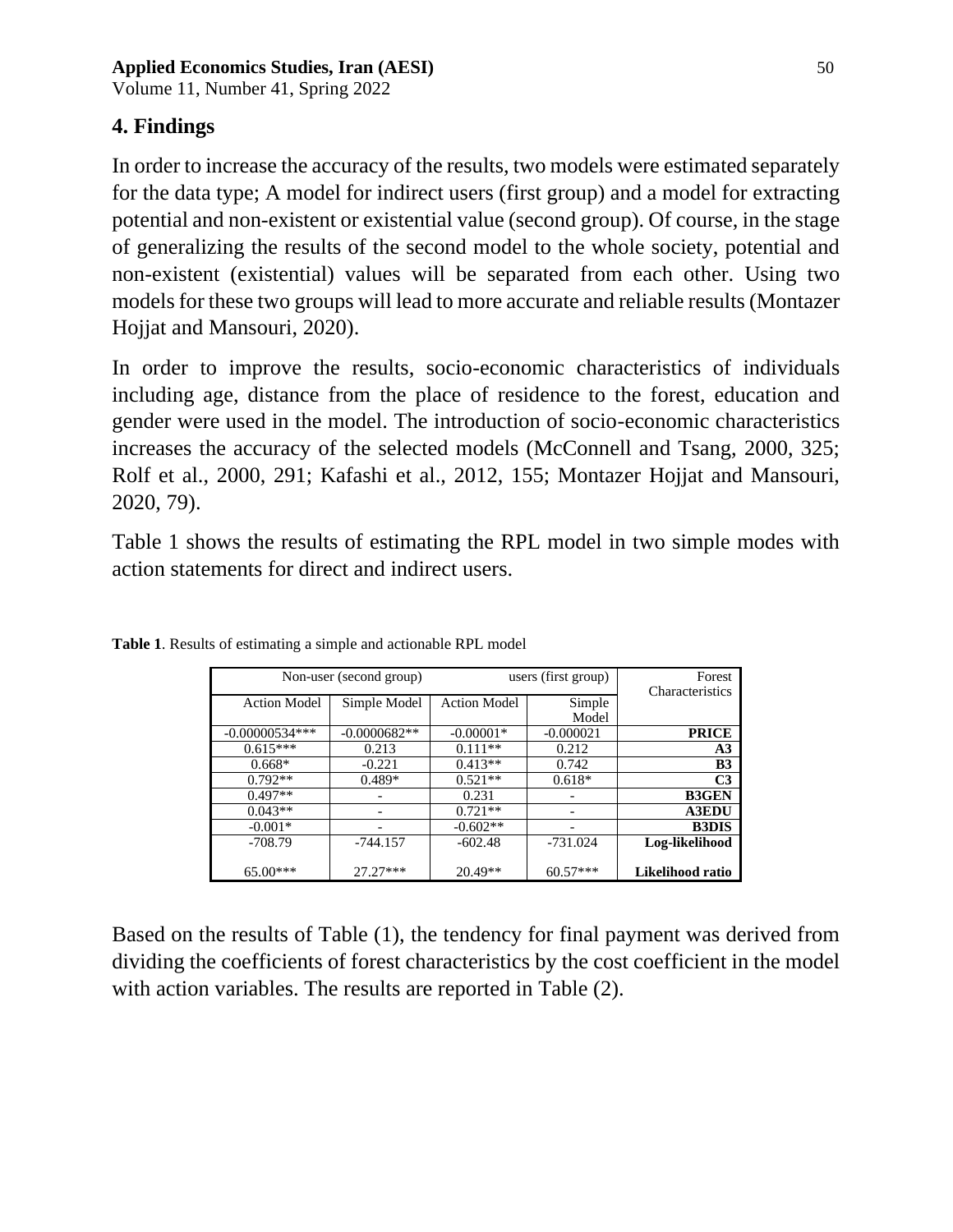## 4. Findings

In order to increase the accuracy of the results, two models were estimated separately for the data type; A model for indirect users (first group) and a model for extracting potential and non-existent or existential value (second group). Of course, in the stage of generalizing the results of the second model to the whole society, potential and non-existent (existential) values will be separated from each other. Using two models for these two groups will lead to more accurate and reliable results (Montazer Hojjat and Mansouri, 2020).

In order to improve the results, socio-economic characteristics of individuals including age, distance from the place of residence to the forest, education and gender were used in the model. The introduction of socio-economic characteristics increases the accuracy of the selected models (McConnell and Tsang, 2000, 325; Rolf et al., 2000, 291; Kafashi et al., 2012, 155; Montazer Hojjat and Mansouri, 2020, 79).

Table 1 shows the results of estimating the RPL model in two simple modes with action statements for direct and indirect users.

**Table 1**. Results of estimating a simple and actionable RPL model

| Non-user (second group) | | users (first group) | | Forest Characteristics |
|---|---|---|---|---|
| Action Model | Simple Model | Action Model | Simple Model | |
| -0.00000534*** | -0.0000682** | -0.00001* | -0.000021 | **PRICE** |
| 0.615*** | 0.213 | 0.111** | 0.212 | **A3** |
| 0.668* | -0.221 | 0.413** | 0.742 | **B3** |
| 0.792** | 0.489* | 0.521** | 0.618* | **C3** |
| 0.497** | - | 0.231 | - | **B3GEN** |
| 0.043** | - | 0.721** | - | **A3EDU** |
| -0.001* | - | -0.602** | - | **B3DIS** |
| -708.79 | -744.157 | -602.48 | -731.024 | **Log-likelihood** |
| 65.00*** | 27.27*** | 20.49** | 60.57*** | **Likelihood ratio** |

Based on the results of Table (1), the tendency for final payment was derived from dividing the coefficients of forest characteristics by the cost coefficient in the model with action variables. The results are reported in Table (2).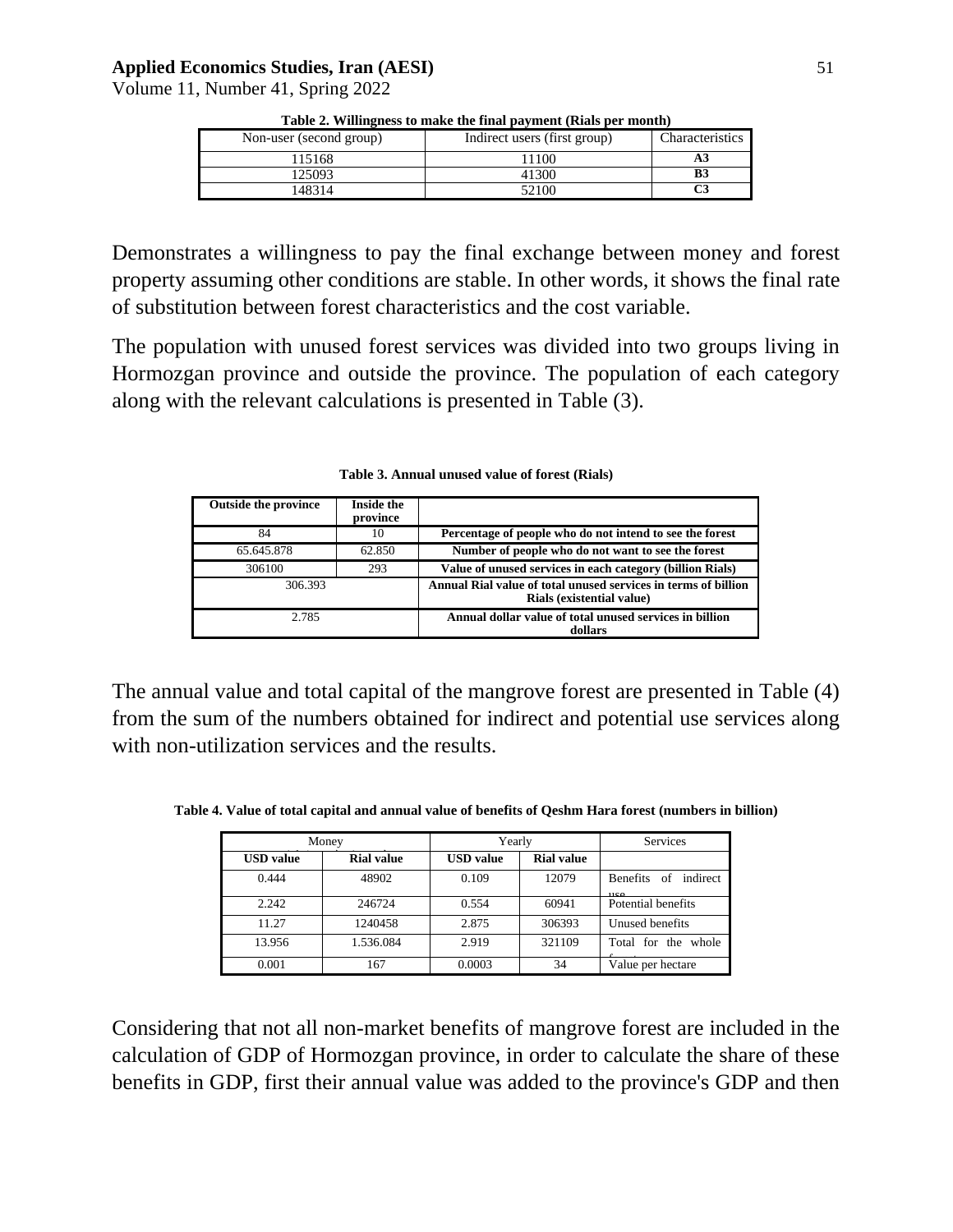**Table 2. Willingness to make the final payment (Rials per month)**

| Non-user (second group) | Indirect users (first group) | Characteristics |
|---|---|---|
| 115168 | 11100 | **A3** |
| 125093 | 41300 | **B3** |
| 148314 | 52100 | **C3** |

Demonstrates a willingness to pay the final exchange between money and forest property assuming other conditions are stable. In other words, it shows the final rate of substitution between forest characteristics and the cost variable.

The population with unused forest services was divided into two groups living in Hormozgan province and outside the province. The population of each category along with the relevant calculations is presented in Table (3).

**Table 3. Annual unused value of forest (Rials)**

| **Outside the province** | **Inside the province** | |
|---|---|---|
| 84 | 10 | **Percentage of people who do not intend to see the forest** |
| 65.645.878 | 62.850 | **Number of people who do not want to see the forest** |
| 306100 | 293 | **Value of unused services in each category (billion Rials)** |
| 306.393 | | **Annual Rial value of total unused services in terms of billion Rials (existential value)** |
| 2.785 | | **Annual dollar value of total unused services in billion dollars** |

The annual value and total capital of the mangrove forest are presented in Table (4) from the sum of the numbers obtained for indirect and potential use services along with non-utilization services and the results.

**Table 4. Value of total capital and annual value of benefits of Qeshm Hara forest (numbers in billion)**

| Money | | Yearly | | Services |
|---|---|---|---|---|
| **USD value** | **Rial value** | **USD value** | **Rial value** | |
| 0.444 | 48902 | 0.109 | 12079 | Benefits of indirect use |
| 2.242 | 246724 | 0.554 | 60941 | Potential benefits |
| 11.27 | 1240458 | 2.875 | 306393 | Unused benefits |
| 13.956 | 1.536.084 | 2.919 | 321109 | Total for the whole forest |
| 0.001 | 167 | 0.0003 | 34 | Value per hectare |

Considering that not all non-market benefits of mangrove forest are included in the calculation of GDP of Hormozgan province, in order to calculate the share of these benefits in GDP, first their annual value was added to the province's GDP and then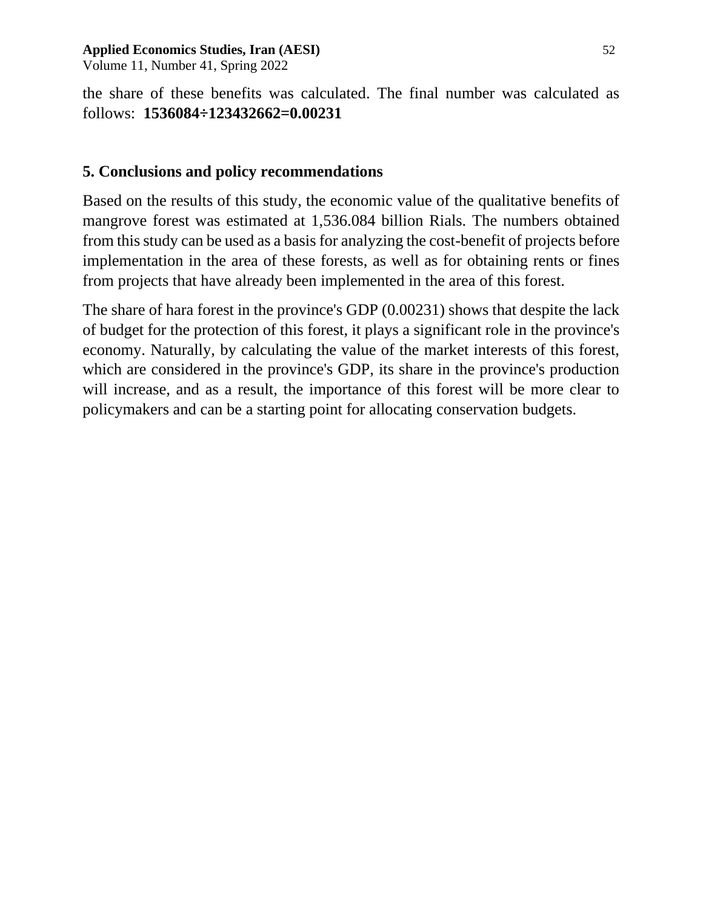the share of these benefits was calculated. The final number was calculated as follows: **1536084÷123432662=0.00231**

## 5. Conclusions and policy recommendations

Based on the results of this study, the economic value of the qualitative benefits of mangrove forest was estimated at 1,536.084 billion Rials. The numbers obtained from this study can be used as a basis for analyzing the cost-benefit of projects before implementation in the area of these forests, as well as for obtaining rents or fines from projects that have already been implemented in the area of this forest.

The share of hara forest in the province's GDP (0.00231) shows that despite the lack of budget for the protection of this forest, it plays a significant role in the province's economy. Naturally, by calculating the value of the market interests of this forest, which are considered in the province's GDP, its share in the province's production will increase, and as a result, the importance of this forest will be more clear to policymakers and can be a starting point for allocating conservation budgets.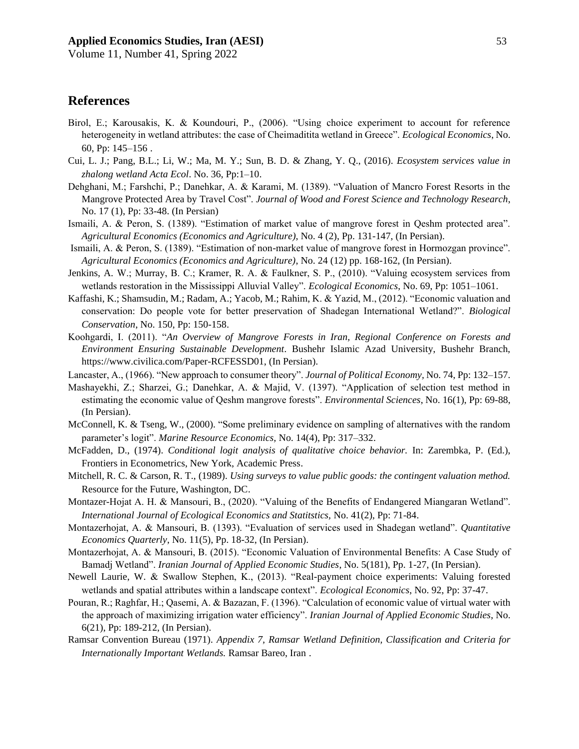## References

Birol, E.; Karousakis, K. & Koundouri, P., (2006). "Using choice experiment to account for reference heterogeneity in wetland attributes: the case of Cheimaditita wetland in Greece". *Ecological Economics*, No. 60, Pp: 145–156 .

Cui, L. J.; Pang, B.L.; Li, W.; Ma, M. Y.; Sun, B. D. & Zhang, Y. Q., (2016). *Ecosystem services value in zhalong wetland Acta Ecol*. No. 36, Pp:1–10.

Dehghani, M.; Farshchi, P.; Danehkar, A. & Karami, M. (1389). "Valuation of Mancro Forest Resorts in the Mangrove Protected Area by Travel Cost". *Journal of Wood and Forest Science and Technology Research*, No. 17 (1), Pp: 33-48. (In Persian)

Ismaili, A. & Peron, S. (1389). "Estimation of market value of mangrove forest in Qeshm protected area". *Agricultural Economics (Economics and Agriculture)*, No. 4 (2), Pp. 131-147, (In Persian).

Ismaili, A. & Peron, S. (1389). "Estimation of non-market value of mangrove forest in Hormozgan province". *Agricultural Economics (Economics and Agriculture)*, No. 24 (12) pp. 168-162, (In Persian).

Jenkins, A. W.; Murray, B. C.; Kramer, R. A. & Faulkner, S. P., (2010). "Valuing ecosystem services from wetlands restoration in the Mississippi Alluvial Valley". *Ecological Economics*, No. 69, Pp: 1051–1061.

Kaffashi, K.; Shamsudin, M.; Radam, A.; Yacob, M.; Rahim, K. & Yazid, M., (2012). "Economic valuation and conservation: Do people vote for better preservation of Shadegan International Wetland?". *Biological Conservation*, No. 150, Pp: 150-158.

Koohgardi, I. (2011). "*An Overview of Mangrove Forests in Iran, Regional Conference on Forests and Environment Ensuring Sustainable Development*. Bushehr Islamic Azad University, Bushehr Branch, https://www.civilica.com/Paper-RCFESSD01, (In Persian).

Lancaster, A., (1966). "New approach to consumer theory". *Journal of Political Economy*, No. 74, Pp: 132–157.

Mashayekhi, Z.; Sharzei, G.; Danehkar, A. & Majid, V. (1397). "Application of selection test method in estimating the economic value of Qeshm mangrove forests". *Environmental Sciences*, No. 16(1), Pp: 69-88, (In Persian).

McConnell, K. & Tseng, W., (2000). "Some preliminary evidence on sampling of alternatives with the random parameter's logit". *Marine Resource Economics*, No. 14(4), Pp: 317–332.

McFadden, D., (1974). *Conditional logit analysis of qualitative choice behavior.* In: Zarembka, P. (Ed.), Frontiers in Econometrics, New York, Academic Press.

Mitchell, R. C. & Carson, R. T., (1989). *Using surveys to value public goods: the contingent valuation method.* Resource for the Future, Washington, DC.

Montazer-Hojat A. H. & Mansouri, B., (2020). "Valuing of the Benefits of Endangered Miangaran Wetland". *International Journal of Ecological Economics and Statitstics*, No. 41(2), Pp: 71-84.

Montazerhojat, A. & Mansouri, B. (1393). "Evaluation of services used in Shadegan wetland". *Quantitative Economics Quarterly*, No. 11(5), Pp. 18-32, (In Persian).

Montazerhojat, A. & Mansouri, B. (2015). "Economic Valuation of Environmental Benefits: A Case Study of Bamadj Wetland". *Iranian Journal of Applied Economic Studies*, No. 5(181), Pp. 1-27, (In Persian).

Newell Laurie, W. & Swallow Stephen, K., (2013). "Real-payment choice experiments: Valuing forested wetlands and spatial attributes within a landscape context". *Ecological Economics*, No. 92, Pp: 37-47.

Pouran, R.; Raghfar, H.; Qasemi, A. & Bazazan, F. (1396). "Calculation of economic value of virtual water with the approach of maximizing irrigation water efficiency". *Iranian Journal of Applied Economic Studies*, No. 6(21), Pp: 189-212, (In Persian).

Ramsar Convention Bureau (1971). *Appendix 7, Ramsar Wetland Definition, Classification and Criteria for Internationally Important Wetlands.* Ramsar Bareo, Iran .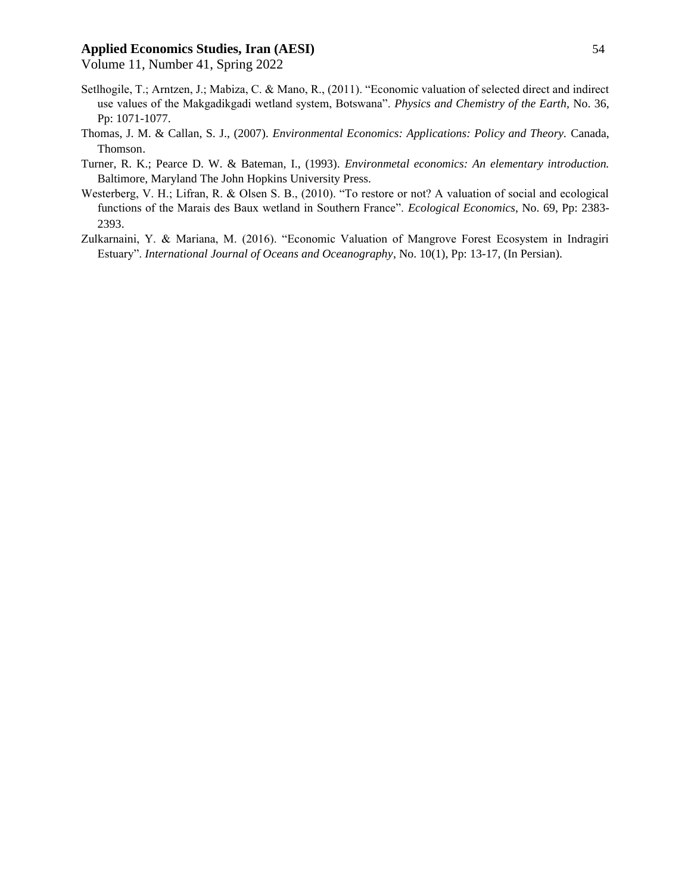Setlhogile, T.; Arntzen, J.; Mabiza, C. & Mano, R., (2011). "Economic valuation of selected direct and indirect use values of the Makgadikgadi wetland system, Botswana". *Physics and Chemistry of the Earth,* No. 36, Pp: 1071-1077.

Thomas, J. M. & Callan, S. J., (2007). *Environmental Economics: Applications: Policy and Theory*. Canada, Thomson.

Turner, R. K.; Pearce D. W. & Bateman, I., (1993). *Environmetal economics: An elementary introduction.* Baltimore, Maryland The John Hopkins University Press.

Westerberg, V. H.; Lifran, R. & Olsen S. B., (2010). "To restore or not? A valuation of social and ecological functions of the Marais des Baux wetland in Southern France". *Ecological Economics*, No. 69, Pp: 2383-2393.

Zulkarnaini, Y. & Mariana, M. (2016). "Economic Valuation of Mangrove Forest Ecosystem in Indragiri Estuary". *International Journal of Oceans and Oceanography*, No. 10(1), Pp: 13-17, (In Persian).